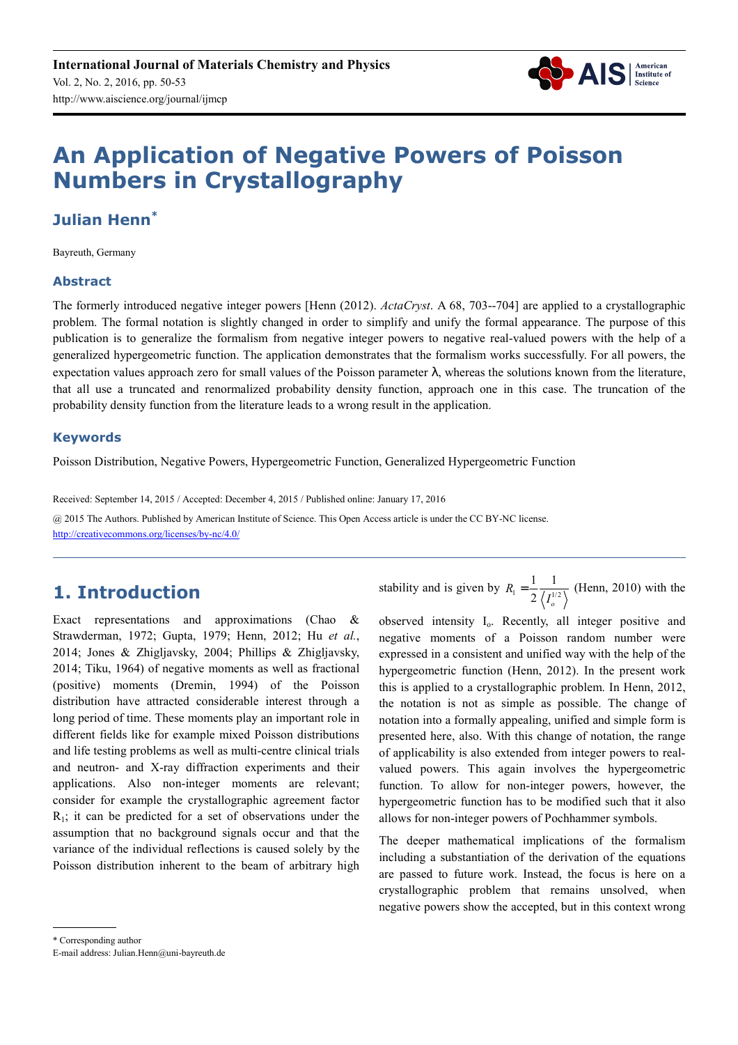# An Application of Negative Powers of Poisson Numbers in Crystallography

## Julian Henn*

Bayreuth, Germany

### Abstract

The formerly introduced negative integer powers [Henn (2012). *ActaCryst*. A 68, 703--704] are applied to a crystallographic problem. The formal notation is slightly changed in order to simplify and unify the formal appearance. The purpose of this publication is to generalize the formalism from negative integer powers to negative real-valued powers with the help of a generalized hypergeometric function. The application demonstrates that the formalism works successfully. For all powers, the expectation values approach zero for small values of the Poisson parameter λ, whereas the solutions known from the literature, that all use a truncated and renormalized probability density function, approach one in this case. The truncation of the probability density function from the literature leads to a wrong result in the application.

### Keywords

Poisson Distribution, Negative Powers, Hypergeometric Function, Generalized Hypergeometric Function

Received: September 14, 2015 / Accepted: December 4, 2015 / Published online: January 17, 2016

@ 2015 The Authors. Published by American Institute of Science. This Open Access article is under the CC BY-NC license. http://creativecommons.org/licenses/by-nc/4.0/

## 1. Introduction

Exact representations and approximations (Chao & Strawderman, 1972; Gupta, 1979; Henn, 2012; Hu *et al.*, 2014; Jones & Zhigljavsky, 2004; Phillips & Zhigljavsky, 2014; Tiku, 1964) of negative moments as well as fractional (positive) moments (Dremin, 1994) of the Poisson distribution have attracted considerable interest through a long period of time. These moments play an important role in different fields like for example mixed Poisson distributions and life testing problems as well as multi-centre clinical trials and neutron- and X-ray diffraction experiments and their applications. Also non-integer moments are relevant; consider for example the crystallographic agreement factor $R_1$; it can be predicted for a set of observations under the assumption that no background signals occur and that the variance of the individual reflections is caused solely by the Poisson distribution inherent to the beam of arbitrary high stability and is given by $R_1 = \frac{1}{2}\frac{1}{\left\langle I_o^{1/2}\right\rangle}$ (Henn, 2010) with the observed intensity $I_o$. Recently, all integer positive and negative moments of a Poisson random number were expressed in a consistent and unified way with the help of the hypergeometric function (Henn, 2012). In the present work this is applied to a crystallographic problem. In Henn, 2012, the notation is not as simple as possible. The change of notation into a formally appealing, unified and simple form is presented here, also. With this change of notation, the range of applicability is also extended from integer powers to real-valued powers. This again involves the hypergeometric function. To allow for non-integer powers, however, the hypergeometric function has to be modified such that it also allows for non-integer powers of Pochhammer symbols.

The deeper mathematical implications of the formalism including a substantiation of the derivation of the equations are passed to future work. Instead, the focus is here on a crystallographic problem that remains unsolved, when negative powers show the accepted, but in this context wrong

* Corresponding author

E-mail address: Julian.Henn@uni-bayreuth.de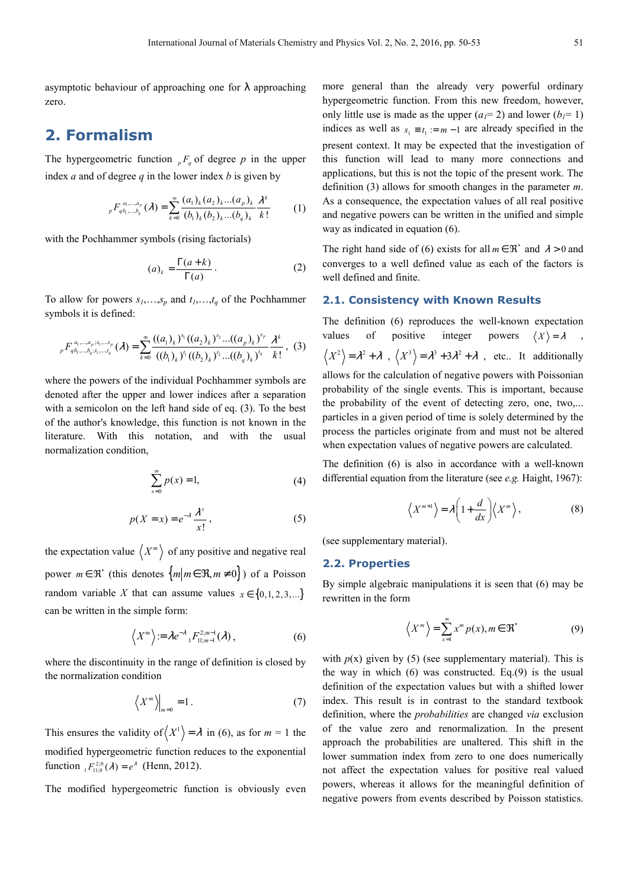asymptotic behaviour of approaching one for $\lambda$ approaching zero.

## 2. Formalism

The hypergeometric function ${}_pF_q$ of degree $p$ in the upper index $a$ and of degree $q$ in the lower index $b$ is given by

$$ {}_pF_{q\,b_1,\dots,b_q}^{\,a_1,\dots,a_p}(\lambda) = \sum_{k=0}^{\infty} \frac{(a_1)_k (a_2)_k \dots (a_p)_k}{(b_1)_k (b_2)_k \dots (b_q)_k} \frac{\lambda^k}{k!} \tag{1} $$

with the Pochhammer symbols (rising factorials)

$$ (a)_k = \frac{\Gamma(a+k)}{\Gamma(a)}. \tag{2} $$

To allow for powers $s_1,\dots,s_p$ and $t_1,\dots,t_q$ of the Pochhammer symbols it is defined:

$$ {}_pF_{q\,b_1,\dots,b_q;t_1,\dots,t_q}^{\,a_1,\dots,a_p;s_1,\dots,s_p}(\lambda) = \sum_{k=0}^{\infty} \frac{((a_1)_k)^{s_1}((a_2)_k)^{s_2}\dots((a_p)_k)^{s_p}}{((b_1)_k)^{t_1}((b_2)_k)^{t_2}\dots((b_q)_k)^{t_q}} \frac{\lambda^k}{k!}, \tag{3} $$

where the powers of the individual Pochhammer symbols are denoted after the upper and lower indices after a separation with a semicolon on the left hand side of eq. (3). To the best of the author's knowledge, this function is not known in the literature. With this notation, and with the usual normalization condition,

$$ \sum_{x=0}^{\infty} p(x) = 1, \tag{4} $$

$$ p(X = x) = e^{-\lambda} \frac{\lambda^x}{x!}, \tag{5} $$

the expectation value $\langle X^m \rangle$ of any positive and negative real power $m \in \Re^*$ (this denotes $\{m \mid m \in \Re, m \neq 0\}$) of a Poisson random variable $X$ that can assume values $x \in \{0,1,2,3,\dots\}$ can be written in the simple form:

$$ \langle X^m \rangle := \lambda e^{-\lambda}\, {}_1F_{1\,1;m-1}^{\,2;m-1}(\lambda), \tag{6} $$

where the discontinuity in the range of definition is closed by the normalization condition

$$ \langle X^m \rangle \big|_{m=0} = 1. \tag{7} $$

This ensures the validity of $\langle X^1 \rangle = \lambda$ in (6), as for $m = 1$ the modified hypergeometric function reduces to the exponential function ${}_1F_{1\,1;0}^{\,2;0}(\lambda) = e^{\lambda}$ (Henn, 2012).

The modified hypergeometric function is obviously even more general than the already very powerful ordinary hypergeometric function. From this new freedom, however, only little use is made as the upper ($a_1$= 2) and lower ($b_1$= 1) indices as well as $s_1 \equiv t_1 := m - 1$ are already specified in the present context. It may be expected that the investigation of this function will lead to many more connections and applications, but this is not the topic of the present work. The definition (3) allows for smooth changes in the parameter $m$. As a consequence, the expectation values of all real positive and negative powers can be written in the unified and simple way as indicated in equation (6).

The right hand side of (6) exists for all $m \in \Re^*$ and $\lambda > 0$ and converges to a well defined value as each of the factors is well defined and finite.

### 2.1. Consistency with Known Results

The definition (6) reproduces the well-known expectation values of positive integer powers $\langle X \rangle = \lambda$, $\langle X^2 \rangle = \lambda^2 + \lambda$, $\langle X^3 \rangle = \lambda^3 + 3\lambda^2 + \lambda$, etc.. It additionally allows for the calculation of negative powers with Poissonian probability of the single events. This is important, because the probability of the event of detecting zero, one, two,... particles in a given period of time is solely determined by the process the particles originate from and must not be altered when expectation values of negative powers are calculated.

The definition (6) is also in accordance with a well-known differential equation from the literature (see *e.g.* Haight, 1967):

$$ \langle X^{m+1} \rangle = \lambda \left(1 + \frac{d}{dx}\right) \langle X^m \rangle, \tag{8} $$

(see supplementary material).

### 2.2. Properties

By simple algebraic manipulations it is seen that (6) may be rewritten in the form

$$ \langle X^m \rangle = \sum_{x=1}^{\infty} x^m p(x), m \in \Re^* \tag{9} $$

with $p(x)$ given by (5) (see supplementary material). This is the way in which (6) was constructed. Eq.(9) is the usual definition of the expectation values but with a shifted lower index. This result is in contrast to the standard textbook definition, where the *probabilities* are changed *via* exclusion of the value zero and renormalization. In the present approach the probabilities are unaltered. This shift in the lower summation index from zero to one does numerically not affect the expectation values for positive real valued powers, whereas it allows for the meaningful definition of negative powers from events described by Poisson statistics.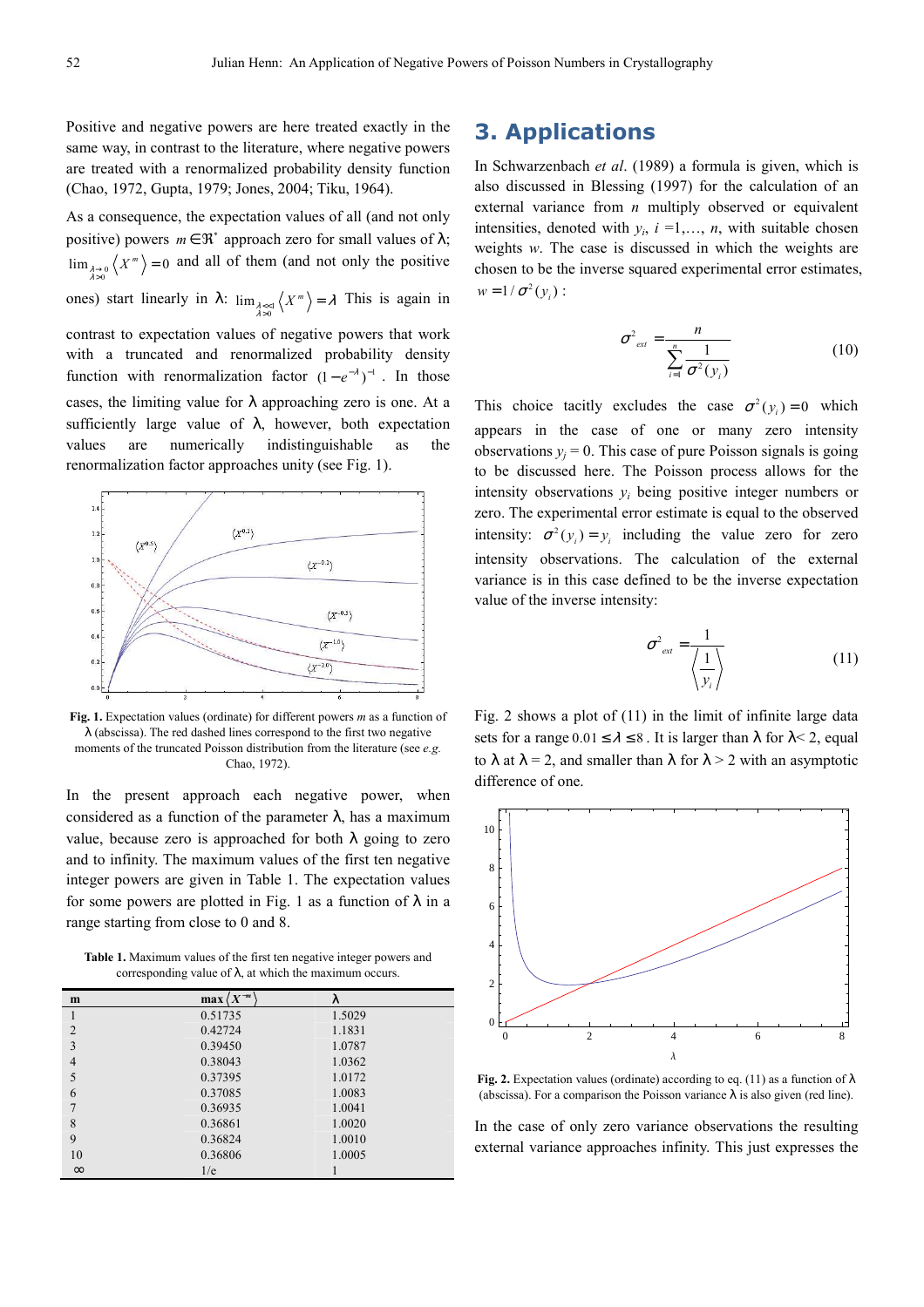Positive and negative powers are here treated exactly in the same way, in contrast to the literature, where negative powers are treated with a renormalized probability density function (Chao, 1972, Gupta, 1979; Jones, 2004; Tiku, 1964).

As a consequence, the expectation values of all (and not only positive) powers $m \in \Re^{*}$ approach zero for small values of λ; $\lim_{\substack{\lambda\to 0\\ \lambda>0}} \langle X^{m} \rangle = 0$ and all of them (and not only the positive ones) start linearly in λ: $\lim_{\substack{\lambda\ll 1\\ \lambda>0}} \langle X^{m} \rangle = \lambda$ This is again in contrast to expectation values of negative powers that work with a truncated and renormalized probability density function with renormalization factor $(1-e^{-\lambda})^{-1}$. In those cases, the limiting value for λ approaching zero is one. At a sufficiently large value of λ, however, both expectation values are numerically indistinguishable as the renormalization factor approaches unity (see Fig. 1).

**Fig. 1.** Expectation values (ordinate) for different powers *m* as a function of λ (abscissa). The red dashed lines correspond to the first two negative moments of the truncated Poisson distribution from the literature (see *e.g.* Chao, 1972).

In the present approach each negative power, when considered as a function of the parameter λ, has a maximum value, because zero is approached for both λ going to zero and to infinity. The maximum values of the first ten negative integer powers are given in Table 1. The expectation values for some powers are plotted in Fig. 1 as a function of λ in a range starting from close to 0 and 8.

**Table 1.** Maximum values of the first ten negative integer powers and corresponding value of λ, at which the maximum occurs.

| m | $\max\langle X^{-m}\rangle$ | λ |
|---|---|---|
| 1 | 0.51735 | 1.5029 |
| 2 | 0.42724 | 1.1831 |
| 3 | 0.39450 | 1.0787 |
| 4 | 0.38043 | 1.0362 |
| 5 | 0.37395 | 1.0172 |
| 6 | 0.37085 | 1.0083 |
| 7 | 0.36935 | 1.0041 |
| 8 | 0.36861 | 1.0020 |
| 9 | 0.36824 | 1.0010 |
| 10 | 0.36806 | 1.0005 |
| ∞ | 1/e | 1 |

# 3. Applications

In Schwarzenbach *et al*. (1989) a formula is given, which is also discussed in Blessing (1997) for the calculation of an external variance from *n* multiply observed or equivalent intensities, denoted with $y_i$, $i = 1,\ldots, n$, with suitable chosen weights *w*. The case is discussed in which the weights are chosen to be the inverse squared experimental error estimates, $w = 1/\sigma^2(y_i)$:

$$\sigma^2_{ext} = \frac{n}{\sum_{i=1}^{n} \frac{1}{\sigma^2(y_i)}} \tag{10}$$

This choice tacitly excludes the case $\sigma^2(y_i) = 0$ which appears in the case of one or many zero intensity observations $y_j = 0$. This case of pure Poisson signals is going to be discussed here. The Poisson process allows for the intensity observations $y_i$ being positive integer numbers or zero. The experimental error estimate is equal to the observed intensity: $\sigma^2(y_i) = y_i$ including the value zero for zero intensity observations. The calculation of the external variance is in this case defined to be the inverse expectation value of the inverse intensity:

$$\sigma^2_{ext} = \frac{1}{\left\langle \frac{1}{y_i} \right\rangle} \tag{11}$$

Fig. 2 shows a plot of (11) in the limit of infinite large data sets for a range $0.01 \le \lambda \le 8$. It is larger than λ for λ< 2, equal to λ at λ = 2, and smaller than λ for λ > 2 with an asymptotic difference of one.

**Fig. 2.** Expectation values (ordinate) according to eq. (11) as a function of λ (abscissa). For a comparison the Poisson variance λ is also given (red line).

In the case of only zero variance observations the resulting external variance approaches infinity. This just expresses the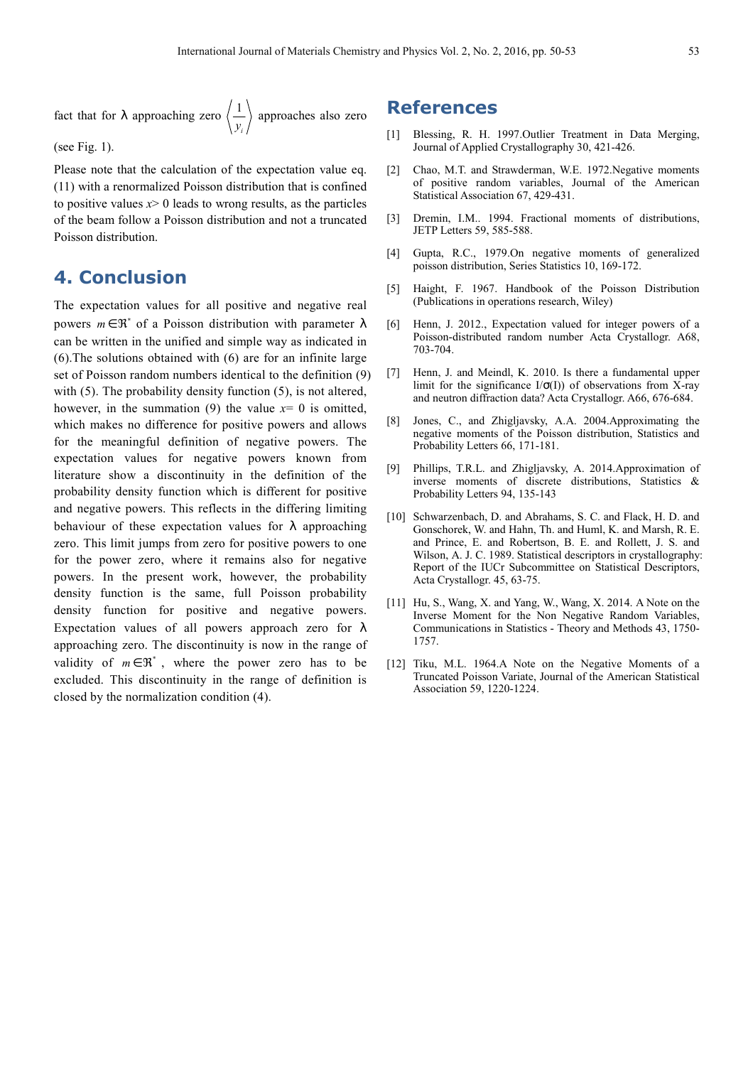fact that for $\lambda$ approaching zero $\left\langle \frac{1}{y_i} \right\rangle$ approaches also zero (see Fig. 1).

Please note that the calculation of the expectation value eq. (11) with a renormalized Poisson distribution that is confined to positive values $x > 0$ leads to wrong results, as the particles of the beam follow a Poisson distribution and not a truncated Poisson distribution.

## 4. Conclusion

The expectation values for all positive and negative real powers $m \in \Re^*$ of a Poisson distribution with parameter $\lambda$ can be written in the unified and simple way as indicated in (6).The solutions obtained with (6) are for an infinite large set of Poisson random numbers identical to the definition (9) with (5). The probability density function (5), is not altered, however, in the summation (9) the value $x = 0$ is omitted, which makes no difference for positive powers and allows for the meaningful definition of negative powers. The expectation values for negative powers known from literature show a discontinuity in the definition of the probability density function which is different for positive and negative powers. This reflects in the differing limiting behaviour of these expectation values for $\lambda$ approaching zero. This limit jumps from zero for positive powers to one for the power zero, where it remains also for negative powers. In the present work, however, the probability density function is the same, full Poisson probability density function for positive and negative powers. Expectation values of all powers approach zero for $\lambda$ approaching zero. The discontinuity is now in the range of validity of $m \in \Re^*$, where the power zero has to be excluded. This discontinuity in the range of definition is closed by the normalization condition (4).

## References

[1] Blessing, R. H. 1997.Outlier Treatment in Data Merging, Journal of Applied Crystallography 30, 421-426.

[2] Chao, M.T. and Strawderman, W.E. 1972.Negative moments of positive random variables, Journal of the American Statistical Association 67, 429-431.

[3] Dremin, I.M.. 1994. Fractional moments of distributions, JETP Letters 59, 585-588.

[4] Gupta, R.C., 1979.On negative moments of generalized poisson distribution, Series Statistics 10, 169-172.

[5] Haight, F. 1967. Handbook of the Poisson Distribution (Publications in operations research, Wiley)

[6] Henn, J. 2012., Expectation valued for integer powers of a Poisson-distributed random number Acta Crystallogr. A68, 703-704.

[7] Henn, J. and Meindl, K. 2010. Is there a fundamental upper limit for the significance I/σ(I)) of observations from X-ray and neutron diffraction data? Acta Crystallogr. A66, 676-684.

[8] Jones, C., and Zhigljavsky, A.A. 2004.Approximating the negative moments of the Poisson distribution, Statistics and Probability Letters 66, 171-181.

[9] Phillips, T.R.L. and Zhigljavsky, A. 2014.Approximation of inverse moments of discrete distributions, Statistics & Probability Letters 94, 135-143

[10] Schwarzenbach, D. and Abrahams, S. C. and Flack, H. D. and Gonschorek, W. and Hahn, Th. and Huml, K. and Marsh, R. E. and Prince, E. and Robertson, B. E. and Rollett, J. S. and Wilson, A. J. C. 1989. Statistical descriptors in crystallography: Report of the IUCr Subcommittee on Statistical Descriptors, Acta Crystallogr. 45, 63-75.

[11] Hu, S., Wang, X. and Yang, W., Wang, X. 2014. A Note on the Inverse Moment for the Non Negative Random Variables, Communications in Statistics - Theory and Methods 43, 1750-1757.

[12] Tiku, M.L. 1964.A Note on the Negative Moments of a Truncated Poisson Variate, Journal of the American Statistical Association 59, 1220-1224.